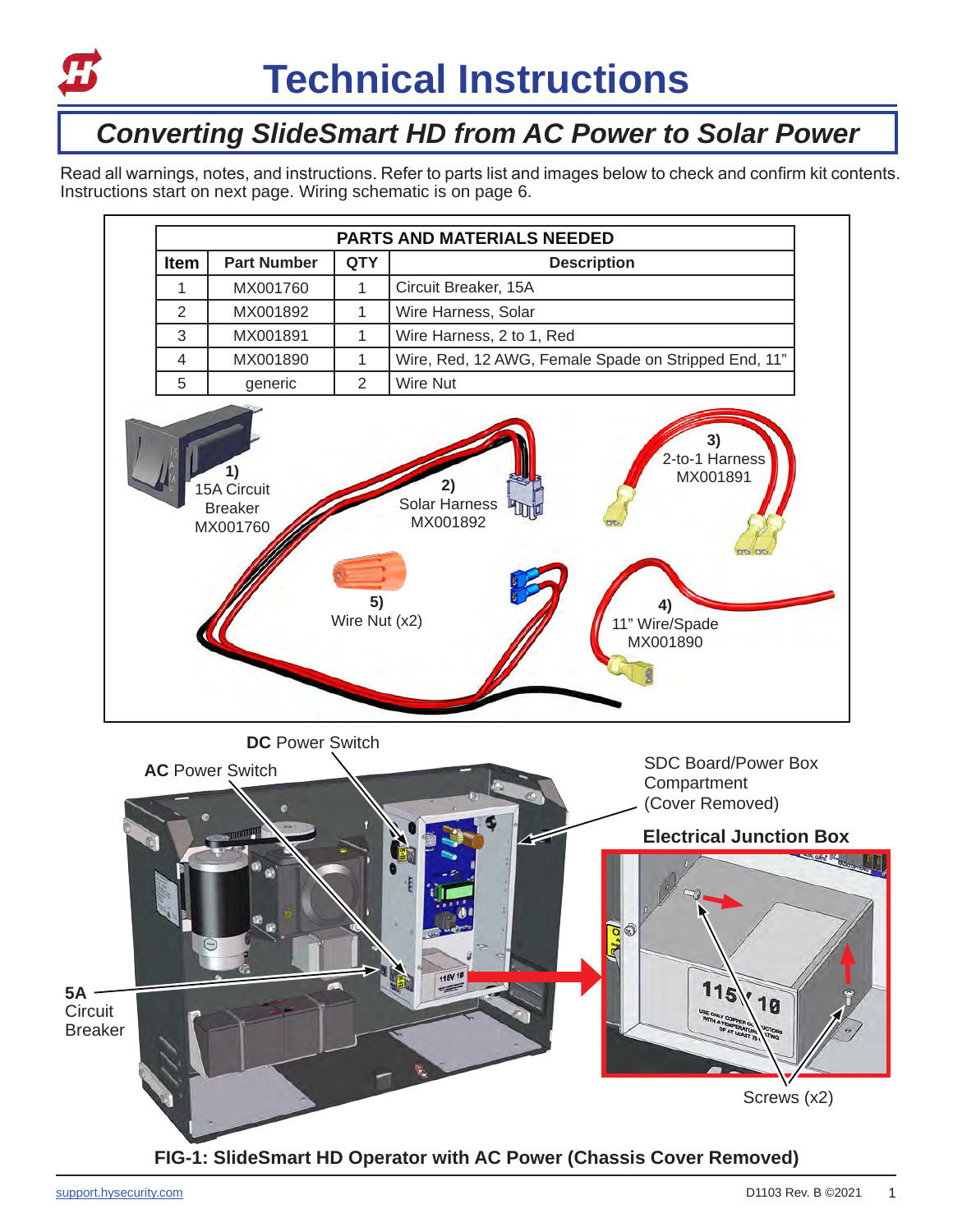# Technical Instructions

## *Converting SlideSmart HD from AC Power to Solar Power*

Read all warnings, notes, and instructions. Refer to parts list and images below to check and confirm kit contents. Instructions start on next page. Wiring schematic is on page 6.

| PARTS AND MATERIALS NEEDED | | | |
|---|---|---|---|
| **Item** | **Part Number** | **QTY** | **Description** |
| 1 | MX001760 | 1 | Circuit Breaker, 15A |
| 2 | MX001892 | 1 | Wire Harness, Solar |
| 3 | MX001891 | 1 | Wire Harness, 2 to 1, Red |
| 4 | MX001890 | 1 | Wire, Red, 12 AWG, Female Spade on Stripped End, 11" |
| 5 | generic | 2 | Wire Nut |

1) 15A Circuit Breaker MX001760

2) Solar Harness MX001892

3) 2-to-1 Harness MX001891

4) 11" Wire/Spade MX001890

5) Wire Nut (x2)

DC Power Switch

AC Power Switch

SDC Board/Power Box Compartment (Cover Removed)

Electrical Junction Box

5A Circuit Breaker

Screws (x2)

**FIG-1: SlideSmart HD Operator with AC Power (Chassis Cover Removed)**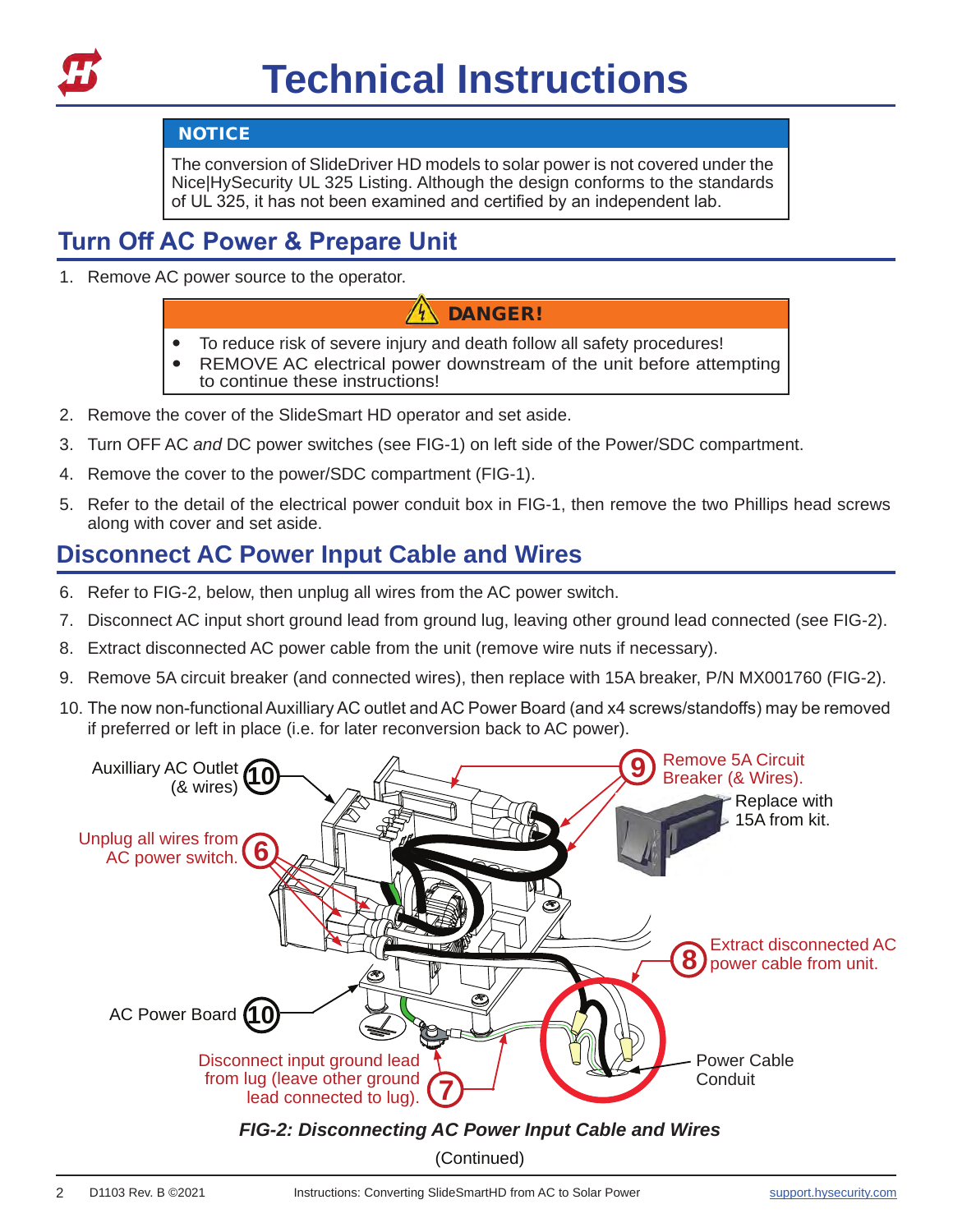# Technical Instructions

> **NOTICE**
>
> The conversion of SlideDriver HD models to solar power is not covered under the Nice|HySecurity UL 325 Listing. Although the design conforms to the standards of UL 325, it has not been examined and certified by an independent lab.

## Turn Off AC Power & Prepare Unit

1. Remove AC power source to the operator.

> **DANGER!**
>
> - To reduce risk of severe injury and death follow all safety procedures!
> - REMOVE AC electrical power downstream of the unit before attempting to continue these instructions!

2. Remove the cover of the SlideSmart HD operator and set aside.
3. Turn OFF AC *and* DC power switches (see FIG-1) on left side of the Power/SDC compartment.
4. Remove the cover to the power/SDC compartment (FIG-1).
5. Refer to the detail of the electrical power conduit box in FIG-1, then remove the two Phillips head screws along with cover and set aside.

## Disconnect AC Power Input Cable and Wires

6. Refer to FIG-2, below, then unplug all wires from the AC power switch.
7. Disconnect AC input short ground lead from ground lug, leaving other ground lead connected (see FIG-2).
8. Extract disconnected AC power cable from the unit (remove wire nuts if necessary).
9. Remove 5A circuit breaker (and connected wires), then replace with 15A breaker, P/N MX001760 (FIG-2).
10. The now non-functional Auxilliary AC outlet and AC Power Board (and x4 screws/standoffs) may be removed if preferred or left in place (i.e. for later reconversion back to AC power).

Auxilliary AC Outlet (& wires) (10)

Unplug all wires from AC power switch. (6)

AC Power Board (10)

Disconnect input ground lead from lug (leave other ground lead connected to lug). (7)

(9) Remove 5A Circuit Breaker (& Wires). Replace with 15A from kit.

(8) Extract disconnected AC power cable from unit.

Power Cable Conduit

***FIG-2: Disconnecting AC Power Input Cable and Wires***

(Continued)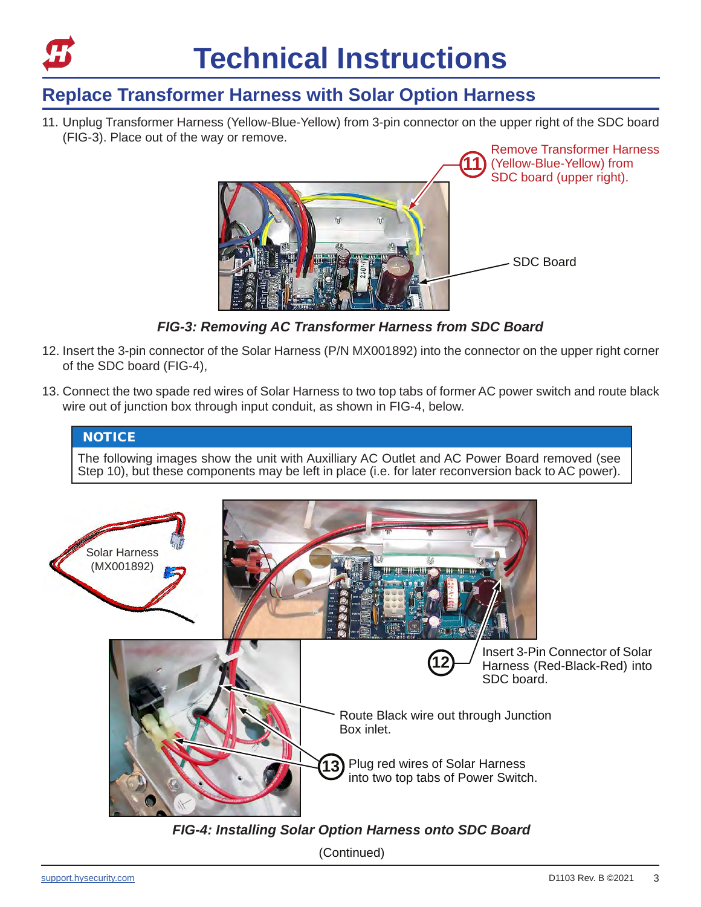# Technical Instructions

## Replace Transformer Harness with Solar Option Harness

11. Unplug Transformer Harness (Yellow-Blue-Yellow) from 3-pin connector on the upper right of the SDC board (FIG-3). Place out of the way or remove.

(11) Remove Transformer Harness (Yellow-Blue-Yellow) from SDC board (upper right).

SDC Board

***FIG-3: Removing AC Transformer Harness from SDC Board***

12. Insert the 3-pin connector of the Solar Harness (P/N MX001892) into the connector on the upper right corner of the SDC board (FIG-4),

13. Connect the two spade red wires of Solar Harness to two top tabs of former AC power switch and route black wire out of junction box through input conduit, as shown in FIG-4, below.

> **NOTICE**
>
> The following images show the unit with Auxilliary AC Outlet and AC Power Board removed (see Step 10), but these components may be left in place (i.e. for later reconversion back to AC power).

Solar Harness (MX001892)

(12) Insert 3-Pin Connector of Solar Harness (Red-Black-Red) into SDC board.

Route Black wire out through Junction Box inlet.

(13) Plug red wires of Solar Harness into two top tabs of Power Switch.

***FIG-4: Installing Solar Option Harness onto SDC Board***

(Continued)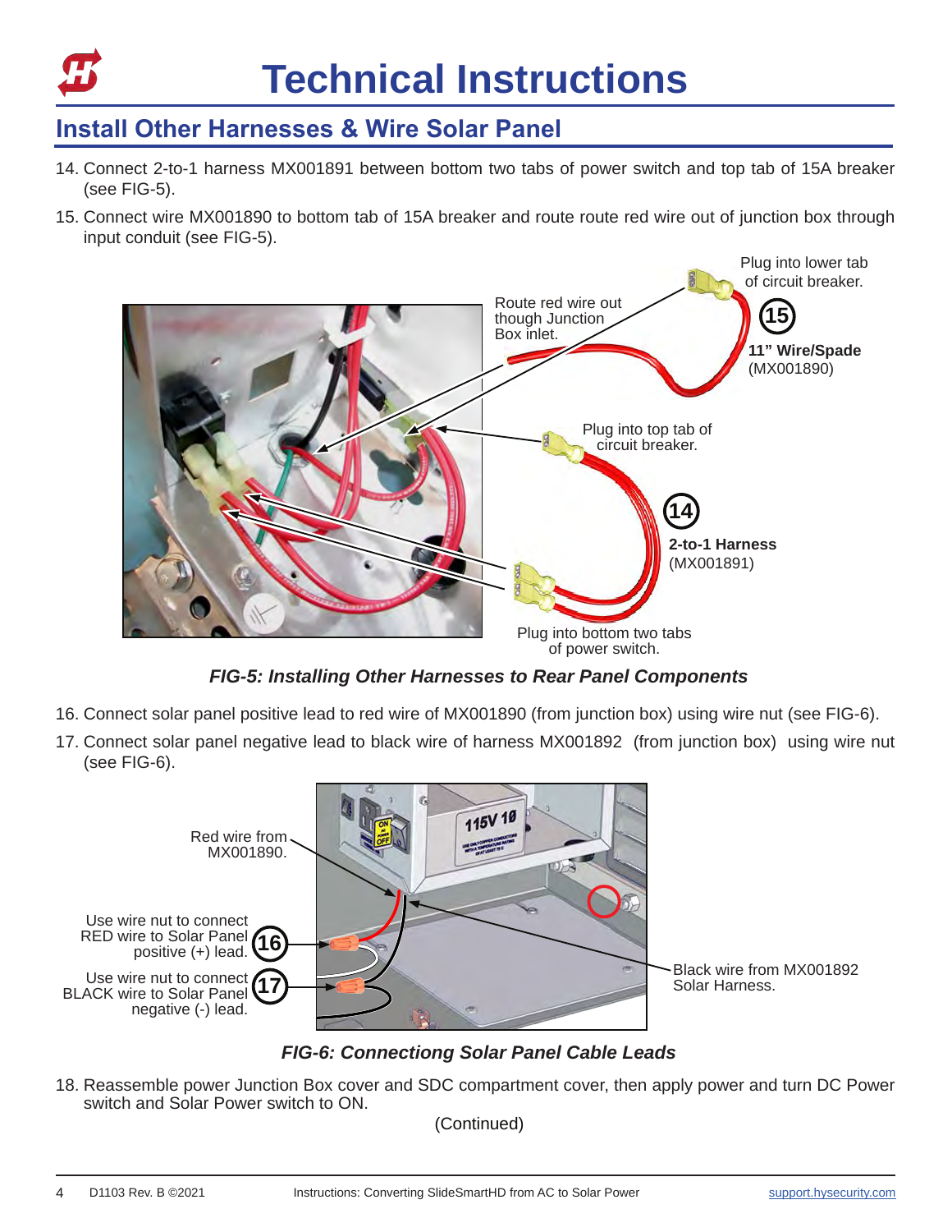# Technical Instructions

## Install Other Harnesses & Wire Solar Panel

14. Connect 2-to-1 harness MX001891 between bottom two tabs of power switch and top tab of 15A breaker (see FIG-5).
15. Connect wire MX001890 to bottom tab of 15A breaker and route route red wire out of junction box through input conduit (see FIG-5).

*FIG-5: Installing Other Harnesses to Rear Panel Components*

16. Connect solar panel positive lead to red wire of MX001890 (from junction box) using wire nut (see FIG-6).
17. Connect solar panel negative lead to black wire of harness MX001892 (from junction box) using wire nut (see FIG-6).

*FIG-6: Connectiong Solar Panel Cable Leads*

18. Reassemble power Junction Box cover and SDC compartment cover, then apply power and turn DC Power switch and Solar Power switch to ON.

(Continued)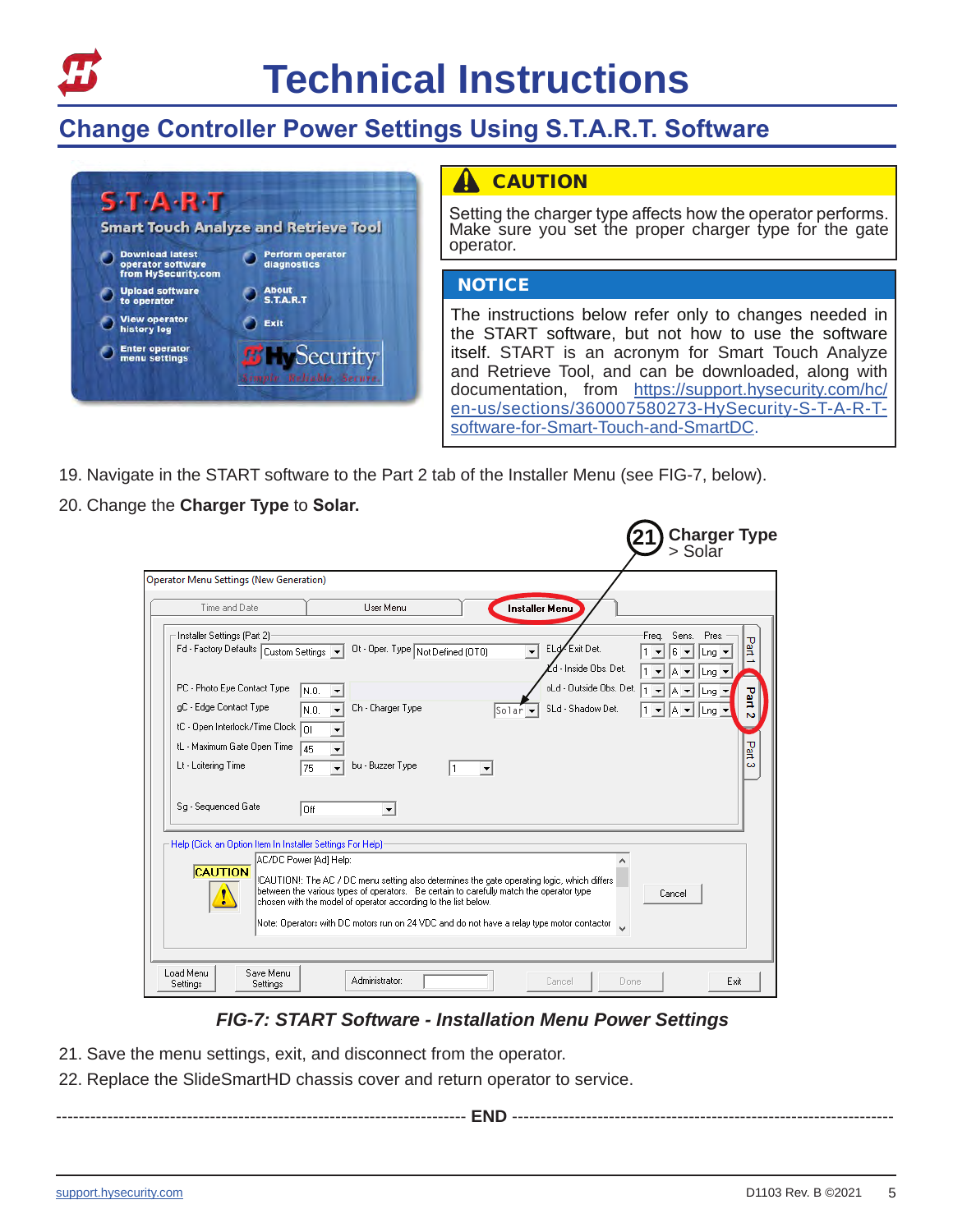# Technical Instructions

## Change Controller Power Settings Using S.T.A.R.T. Software

**CAUTION**

Setting the charger type affects how the operator performs. Make sure you set the proper charger type for the gate operator.

**NOTICE**

The instructions below refer only to changes needed in the START software, but not how to use the software itself. START is an acronym for Smart Touch Analyze and Retrieve Tool, and can be downloaded, along with documentation, from https://support.hysecurity.com/hc/en-us/sections/360007580273-HySecurity-S-T-A-R-T-software-for-Smart-Touch-and-SmartDC.

19. Navigate in the START software to the Part 2 tab of the Installer Menu (see FIG-7, below).
20. Change the **Charger Type** to **Solar.**

21 Charger Type > Solar

*FIG-7: START Software - Installation Menu Power Settings*

21. Save the menu settings, exit, and disconnect from the operator.
22. Replace the SlideSmartHD chassis cover and return operator to service.

---------- **END** ----------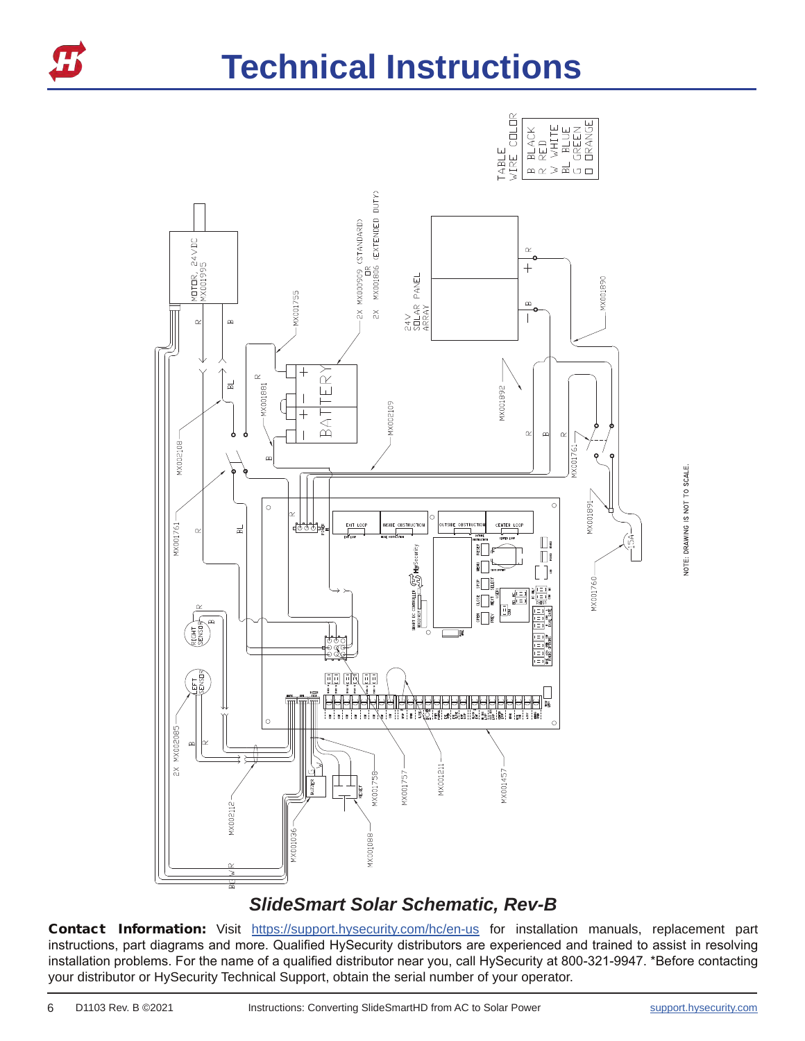# Technical Instructions

TABLE
WIRE COLOR

| | |
|---|---|
| B | BLACK |
| R | RED |
| W | WHITE |
| BL | BLUE |
| G | GREEN |
| O | ORANGE |

MOTOR, 24VDC
MX001995

2X MX000909 (STANDARD)
OR
2X MX001806 (EXTENDED DUTY)

24V
SOLAR PANEL
ARRAY

MX001755

MX001881

BATTERY

MX002109

MX001892

MX001890

MX002108

MX001761

MX001761

MX001891

MX001760

15A

EXIT LOOP

INSIDE OBSTRUCTION

OUTSIDE OBSTRUCTION

CENTER LOOP

RIGHT SENSOR

LEFT SENSOR

2X MX002085

MX002112

MX001036

MX001088

MX001758

MX001757

MX001211

MX001457

BUZZER

RESET

B G W R

NOTE: DRAWING IS NOT TO SCALE.

*SlideSmart Solar Schematic, Rev-B*

**Contact Information:** Visit https://support.hysecurity.com/hc/en-us for installation manuals, replacement part instructions, part diagrams and more. Qualified HySecurity distributors are experienced and trained to assist in resolving installation problems. For the name of a qualified distributor near you, call HySecurity at 800-321-9947. *Before contacting your distributor or HySecurity Technical Support, obtain the serial number of your operator.